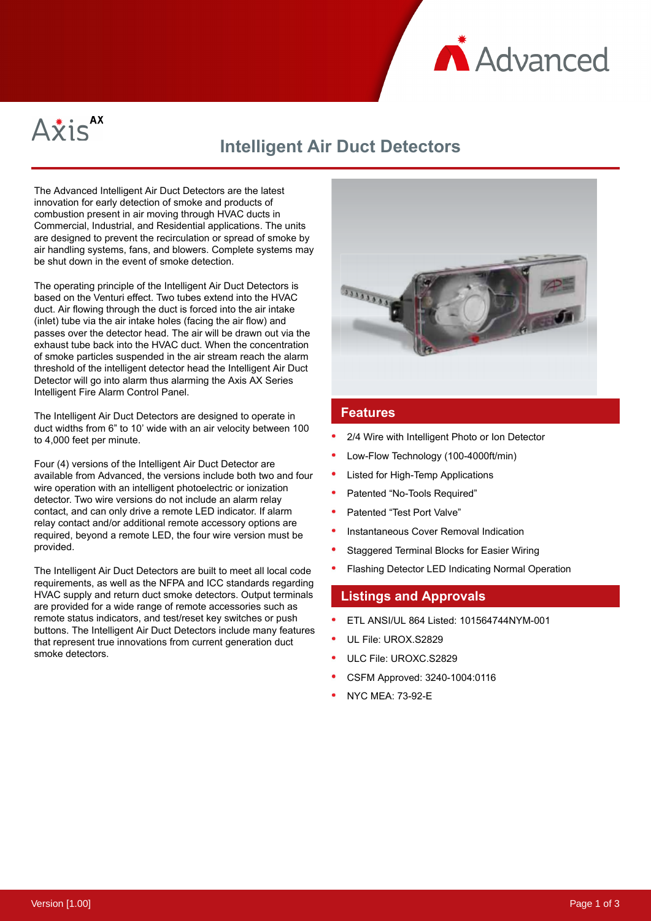Axis AX

# Intelligent Air Duct Detectors

The Advanced Intelligent Air Duct Detectors are the latest innovation for early detection of smoke and products of combustion present in air moving through HVAC ducts in Commercial, Industrial, and Residential applications. The units are designed to prevent the recirculation or spread of smoke by air handling systems, fans, and blowers. Complete systems may be shut down in the event of smoke detection.

The operating principle of the Intelligent Air Duct Detectors is based on the Venturi effect. Two tubes extend into the HVAC duct. Air flowing through the duct is forced into the air intake (inlet) tube via the air intake holes (facing the air flow) and passes over the detector head. The air will be drawn out via the exhaust tube back into the HVAC duct. When the concentration of smoke particles suspended in the air stream reach the alarm threshold of the intelligent detector head the Intelligent Air Duct Detector will go into alarm thus alarming the Axis AX Series Intelligent Fire Alarm Control Panel.

The Intelligent Air Duct Detectors are designed to operate in duct widths from 6" to 10' wide with an air velocity between 100 to 4,000 feet per minute.

Four (4) versions of the Intelligent Air Duct Detector are available from Advanced, the versions include both two and four wire operation with an intelligent photoelectric or ionization detector. Two wire versions do not include an alarm relay contact, and can only drive a remote LED indicator. If alarm relay contact and/or additional remote accessory options are required, beyond a remote LED, the four wire version must be provided.

The Intelligent Air Duct Detectors are built to meet all local code requirements, as well as the NFPA and ICC standards regarding HVAC supply and return duct smoke detectors. Output terminals are provided for a wide range of remote accessories such as remote status indicators, and test/reset key switches or push buttons. The Intelligent Air Duct Detectors include many features that represent true innovations from current generation duct smoke detectors.

## Features

- 2/4 Wire with Intelligent Photo or Ion Detector
- Low-Flow Technology (100-4000ft/min)
- Listed for High-Temp Applications
- Patented "No-Tools Required"
- Patented "Test Port Valve"
- Instantaneous Cover Removal Indication
- Staggered Terminal Blocks for Easier Wiring
- Flashing Detector LED Indicating Normal Operation

## Listings and Approvals

- ETL ANSI/UL 864 Listed: 101564744NYM-001
- UL File: UROX.S2829
- ULC File: UROXC.S2829
- CSFM Approved: 3240-1004:0116
- NYC MEA: 73-92-E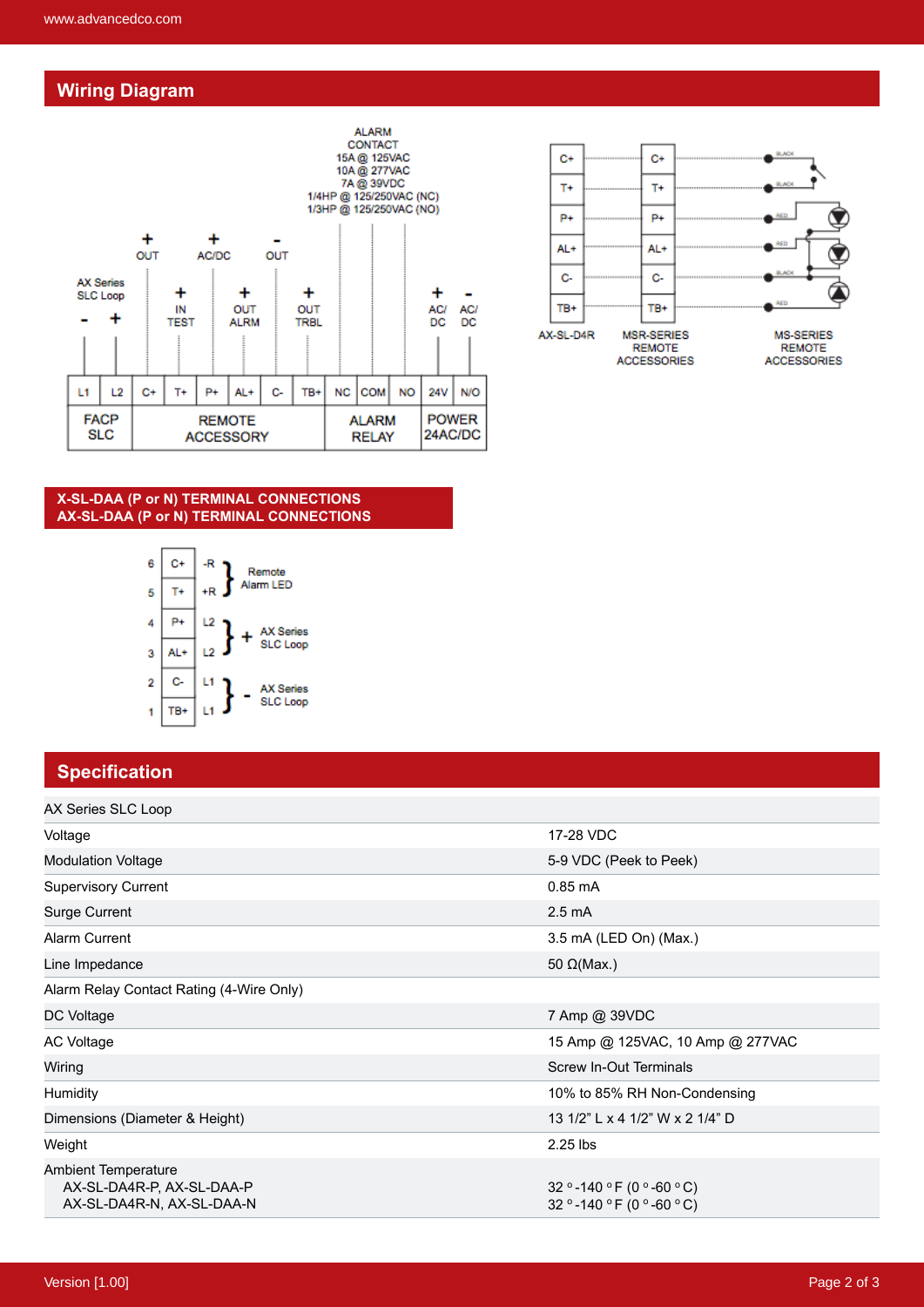## Wiring Diagram

ALARM CONTACT
15A @ 125VAC
10A @ 277VAC
7A @ 39VDC
1/4HP @ 125/250VAC (NC)
1/3HP @ 125/250VAC (NO)

AX Series SLC Loop: - +

+ OUT, + AC/DC, - OUT

+ IN TEST, + OUT ALRM, + OUT TRBL

+ AC/DC, - AC/DC

| L1 | L2 | C+ | T+ | P+ | AL+ | C- | TB+ | NC | COM | NO | 24V | N/O |
|---|---|---|---|---|---|---|---|---|---|---|---|---|
| FACP SLC | | REMOTE ACCESSORY | | | | | | ALARM RELAY | | | POWER 24AC/DC | |

| AX-SL-D4R | MSR-SERIES REMOTE ACCESSORIES | MS-SERIES REMOTE ACCESSORIES |
|---|---|---|
| C+ | C+ | BLACK |
| T+ | T+ | BLACK |
| P+ | P+ | RED |
| AL+ | AL+ | RED |
| C- | C- | BLACK |
| TB+ | TB+ | RED |

## X-SL-DAA (P or N) TERMINAL CONNECTIONS
## AX-SL-DAA (P or N) TERMINAL CONNECTIONS

| # | Terminal | Connection | Description |
|---|---|---|---|
| 6 | C+ | -R | Remote Alarm LED |
| 5 | T+ | +R | Remote Alarm LED |
| 4 | P+ | L2 | + AX Series SLC Loop |
| 3 | AL+ | L2 | + AX Series SLC Loop |
| 2 | C- | L1 | - AX Series SLC Loop |
| 1 | TB+ | L1 | - AX Series SLC Loop |

## Specification

| | |
|---|---|
| AX Series SLC Loop | |
| Voltage | 17-28 VDC |
| Modulation Voltage | 5-9 VDC (Peek to Peek) |
| Supervisory Current | 0.85 mA |
| Surge Current | 2.5 mA |
| Alarm Current | 3.5 mA (LED On) (Max.) |
| Line Impedance | 50 Ω(Max.) |
| Alarm Relay Contact Rating (4-Wire Only) | |
| DC Voltage | 7 Amp @ 39VDC |
| AC Voltage | 15 Amp @ 125VAC, 10 Amp @ 277VAC |
| Wiring | Screw In-Out Terminals |
| Humidity | 10% to 85% RH Non-Condensing |
| Dimensions (Diameter & Height) | 13 1/2” L x 4 1/2” W x 2 1/4” D |
| Weight | 2.25 lbs |
| Ambient Temperature | |
| AX-SL-DA4R-P, AX-SL-DAA-P | 32 °-140 °F (0 °-60 °C) |
| AX-SL-DA4R-N, AX-SL-DAA-N | 32 °-140 °F (0 °-60 °C) |

Version [1.00]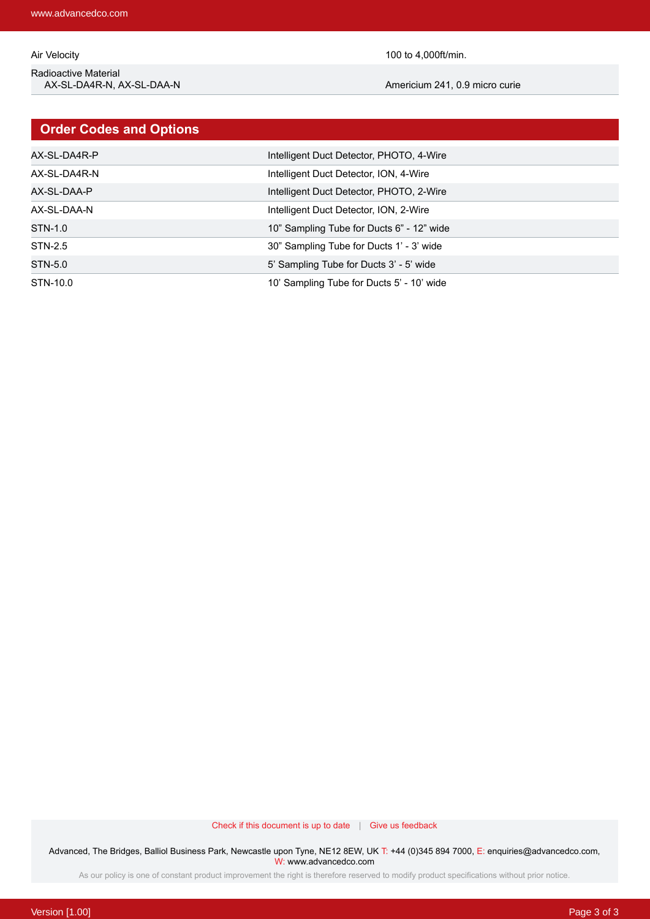| | |
|---|---|
| Air Velocity | 100 to 4,000ft/min. |
| Radioactive Material<br>AX-SL-DA4R-N, AX-SL-DAA-N | Americium 241, 0.9 micro curie |

## Order Codes and Options

| | |
|---|---|
| AX-SL-DA4R-P | Intelligent Duct Detector, PHOTO, 4-Wire |
| AX-SL-DA4R-N | Intelligent Duct Detector, ION, 4-Wire |
| AX-SL-DAA-P | Intelligent Duct Detector, PHOTO, 2-Wire |
| AX-SL-DAA-N | Intelligent Duct Detector, ION, 2-Wire |
| STN-1.0 | 10" Sampling Tube for Ducts 6" - 12" wide |
| STN-2.5 | 30" Sampling Tube for Ducts 1' - 3' wide |
| STN-5.0 | 5' Sampling Tube for Ducts 3' - 5' wide |
| STN-10.0 | 10' Sampling Tube for Ducts 5' - 10' wide |

Check if this document is up to date | Give us feedback

Advanced, The Bridges, Balliol Business Park, Newcastle upon Tyne, NE12 8EW, UK T: +44 (0)345 894 7000, E: enquiries@advancedco.com, W: www.advancedco.com

As our policy is one of constant product improvement the right is therefore reserved to modify product specifications without prior notice.

Version [1.00]